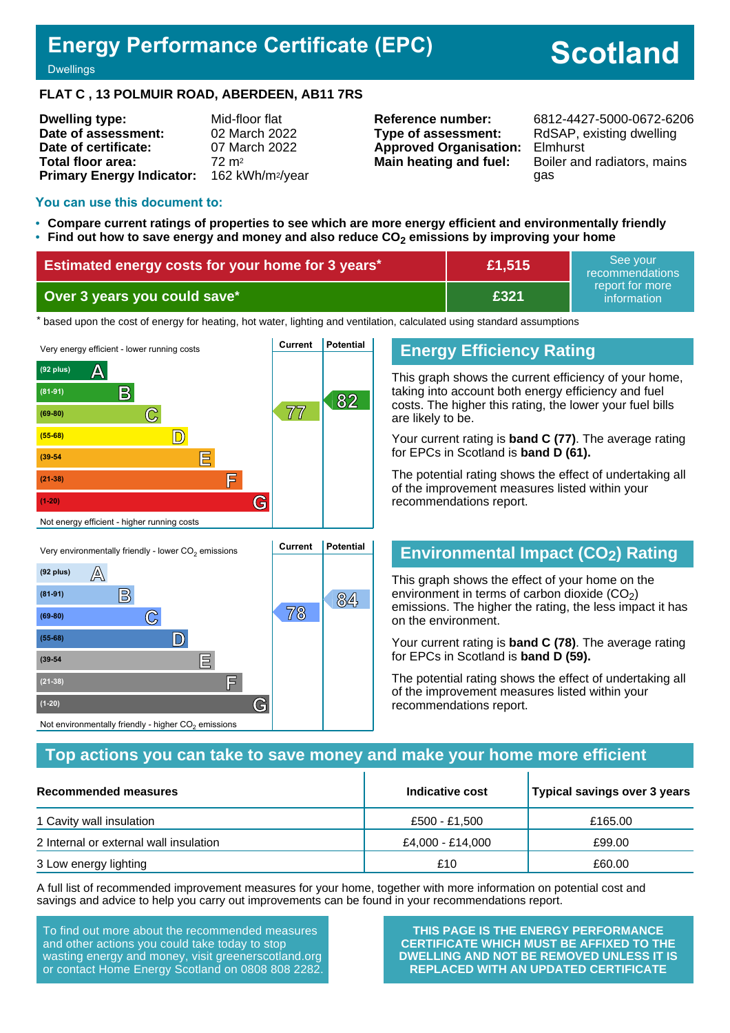# Energy Performance Certificate (EPC)

Dwellings

# Scotland

**FLAT C , 13 POLMUIR ROAD, ABERDEEN, AB11 7RS**

| | |
|---|---|
| **Dwelling type:** | Mid-floor flat |
| **Date of assessment:** | 02 March 2022 |
| **Date of certificate:** | 07 March 2022 |
| **Total floor area:** | 72 m² |
| **Primary Energy Indicator:** | 162 kWh/m²/year |

| | |
|---|---|
| **Reference number:** | 6812-4427-5000-0672-6206 |
| **Type of assessment:** | RdSAP, existing dwelling |
| **Approved Organisation:** | Elmhurst |
| **Main heating and fuel:** | Boiler and radiators, mains gas |

**You can use this document to:**

- **Compare current ratings of properties to see which are more energy efficient and environmentally friendly**
- **Find out how to save energy and money and also reduce $CO_2$ emissions by improving your home**

| | | |
|---|---|---|
| **Estimated energy costs for your home for 3 years*** | **£1,515** | See your recommendations report for more information |
| **Over 3 years you could save*** | **£321** | |

\* based upon the cost of energy for heating, hot water, lighting and ventilation, calculated using standard assumptions

Very energy efficient - lower running costs

| Band | Current | Potential |
|---|---|---|
| (92 plus) A | | |
| (81-91) B | | 82 |
| (69-80) C | 77 | |
| (55-68) D | | |
| (39-54) E | | |
| (21-38) F | | |
| (1-20) G | | |

Not energy efficient - higher running costs

## Energy Efficiency Rating

This graph shows the current efficiency of your home, taking into account both energy efficiency and fuel costs. The higher this rating, the lower your fuel bills are likely to be.

Your current rating is **band C (77)**. The average rating for EPCs in Scotland is **band D (61).**

The potential rating shows the effect of undertaking all of the improvement measures listed within your recommendations report.

Very environmentally friendly - lower $CO_2$ emissions

| Band | Current | Potential |
|---|---|---|
| (92 plus) A | | |
| (81-91) B | | 84 |
| (69-80) C | 78 | |
| (55-68) D | | |
| (39-54) E | | |
| (21-38) F | | |
| (1-20) G | | |

Not environmentally friendly - higher $CO_2$ emissions

## Environmental Impact ($CO_2$) Rating

This graph shows the effect of your home on the environment in terms of carbon dioxide ($CO_2$) emissions. The higher the rating, the less impact it has on the environment.

Your current rating is **band C (78)**. The average rating for EPCs in Scotland is **band D (59).**

The potential rating shows the effect of undertaking all of the improvement measures listed within your recommendations report.

## Top actions you can take to save money and make your home more efficient

| Recommended measures | Indicative cost | Typical savings over 3 years |
|---|---|---|
| 1 Cavity wall insulation | £500 - £1,500 | £165.00 |
| 2 Internal or external wall insulation | £4,000 - £14,000 | £99.00 |
| 3 Low energy lighting | £10 | £60.00 |

A full list of recommended improvement measures for your home, together with more information on potential cost and savings and advice to help you carry out improvements can be found in your recommendations report.

To find out more about the recommended measures and other actions you could take today to stop wasting energy and money, visit greenerscotland.org or contact Home Energy Scotland on 0808 808 2282.

**THIS PAGE IS THE ENERGY PERFORMANCE CERTIFICATE WHICH MUST BE AFFIXED TO THE DWELLING AND NOT BE REMOVED UNLESS IT IS REPLACED WITH AN UPDATED CERTIFICATE**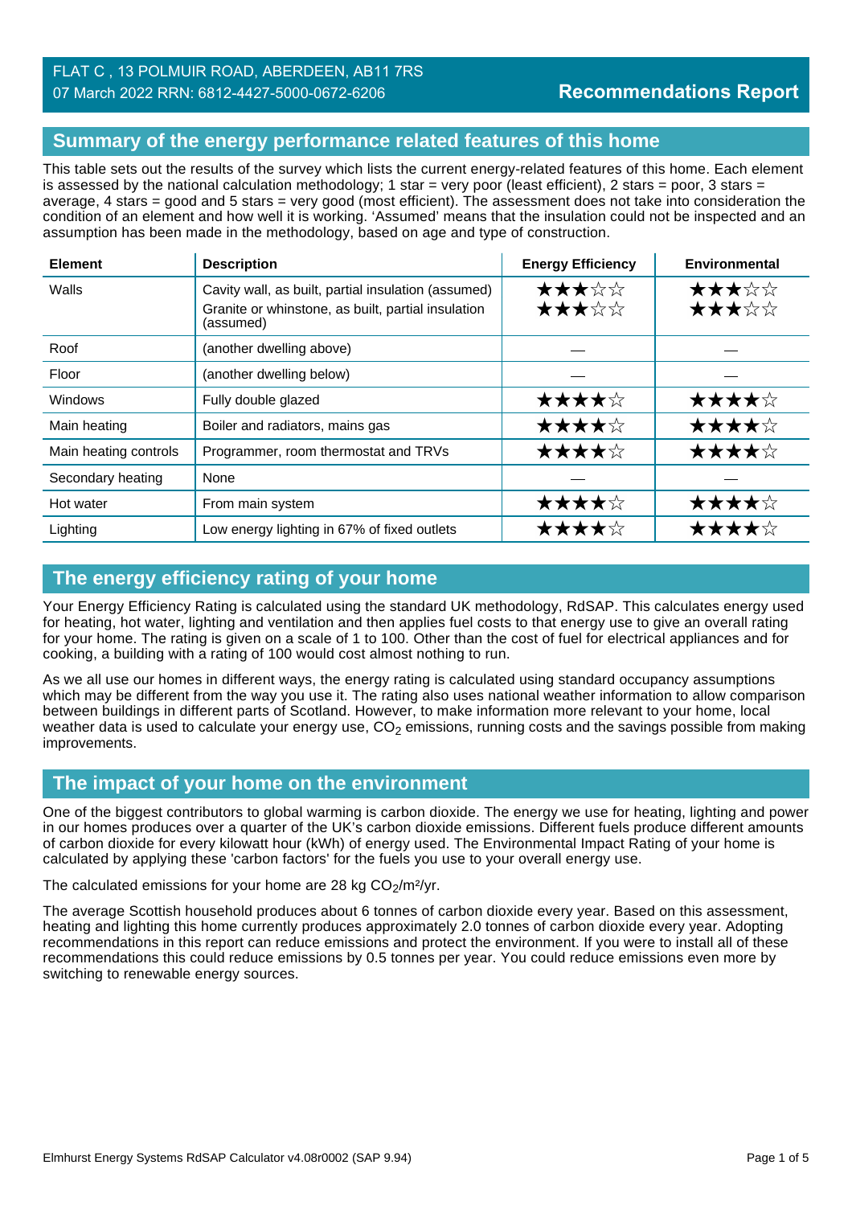FLAT C , 13 POLMUIR ROAD, ABERDEEN, AB11 7RS
07 March 2022 RRN: 6812-4427-5000-0672-6206

**Recommendations Report**

## Summary of the energy performance related features of this home

This table sets out the results of the survey which lists the current energy-related features of this home. Each element is assessed by the national calculation methodology; 1 star = very poor (least efficient), 2 stars = poor, 3 stars = average, 4 stars = good and 5 stars = very good (most efficient). The assessment does not take into consideration the condition of an element and how well it is working. 'Assumed' means that the insulation could not be inspected and an assumption has been made in the methodology, based on age and type of construction.

| Element | Description | Energy Efficiency | Environmental |
|---|---|---|---|
| Walls | Cavity wall, as built, partial insulation (assumed) | ★★★☆☆ | ★★★☆☆ |
| | Granite or whinstone, as built, partial insulation (assumed) | ★★★☆☆ | ★★★☆☆ |
| Roof | (another dwelling above) | — | — |
| Floor | (another dwelling below) | — | — |
| Windows | Fully double glazed | ★★★★☆ | ★★★★☆ |
| Main heating | Boiler and radiators, mains gas | ★★★★☆ | ★★★★☆ |
| Main heating controls | Programmer, room thermostat and TRVs | ★★★★☆ | ★★★★☆ |
| Secondary heating | None | — | — |
| Hot water | From main system | ★★★★☆ | ★★★★☆ |
| Lighting | Low energy lighting in 67% of fixed outlets | ★★★★☆ | ★★★★☆ |

## The energy efficiency rating of your home

Your Energy Efficiency Rating is calculated using the standard UK methodology, RdSAP. This calculates energy used for heating, hot water, lighting and ventilation and then applies fuel costs to that energy use to give an overall rating for your home. The rating is given on a scale of 1 to 100. Other than the cost of fuel for electrical appliances and for cooking, a building with a rating of 100 would cost almost nothing to run.

As we all use our homes in different ways, the energy rating is calculated using standard occupancy assumptions which may be different from the way you use it. The rating also uses national weather information to allow comparison between buildings in different parts of Scotland. However, to make information more relevant to your home, local weather data is used to calculate your energy use, $CO_2$ emissions, running costs and the savings possible from making improvements.

## The impact of your home on the environment

One of the biggest contributors to global warming is carbon dioxide. The energy we use for heating, lighting and power in our homes produces over a quarter of the UK's carbon dioxide emissions. Different fuels produce different amounts of carbon dioxide for every kilowatt hour (kWh) of energy used. The Environmental Impact Rating of your home is calculated by applying these 'carbon factors' for the fuels you use to your overall energy use.

The calculated emissions for your home are 28 kg $CO_2/m^2/yr$.

The average Scottish household produces about 6 tonnes of carbon dioxide every year. Based on this assessment, heating and lighting this home currently produces approximately 2.0 tonnes of carbon dioxide every year. Adopting recommendations in this report can reduce emissions and protect the environment. If you were to install all of these recommendations this could reduce emissions by 0.5 tonnes per year. You could reduce emissions even more by switching to renewable energy sources.

Elmhurst Energy Systems RdSAP Calculator v4.08r0002 (SAP 9.94)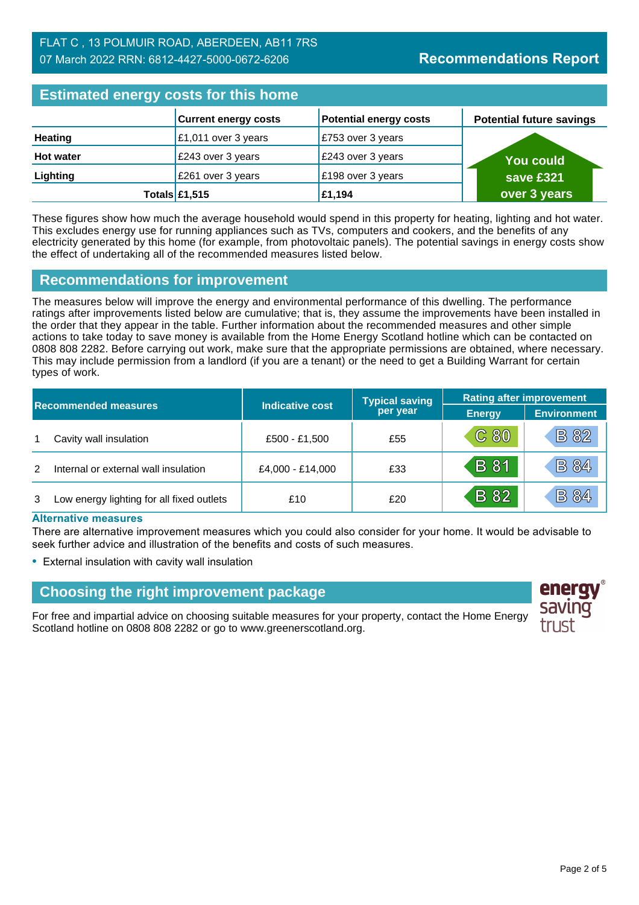FLAT C , 13 POLMUIR ROAD, ABERDEEN, AB11 7RS
07 March 2022 RRN: 6812-4427-5000-0672-6206

# Recommendations Report

## Estimated energy costs for this home

| | Current energy costs | Potential energy costs | Potential future savings |
|---|---|---|---|
| **Heating** | £1,011 over 3 years | £753 over 3 years | You could save £321 over 3 years |
| **Hot water** | £243 over 3 years | £243 over 3 years | |
| **Lighting** | £261 over 3 years | £198 over 3 years | |
| **Totals** | **£1,515** | **£1,194** | |

These figures show how much the average household would spend in this property for heating, lighting and hot water. This excludes energy use for running appliances such as TVs, computers and cookers, and the benefits of any electricity generated by this home (for example, from photovoltaic panels). The potential savings in energy costs show the effect of undertaking all of the recommended measures listed below.

## Recommendations for improvement

The measures below will improve the energy and environmental performance of this dwelling. The performance ratings after improvements listed below are cumulative; that is, they assume the improvements have been installed in the order that they appear in the table. Further information about the recommended measures and other simple actions to take today to save money is available from the Home Energy Scotland hotline which can be contacted on 0808 808 2282. Before carrying out work, make sure that the appropriate permissions are obtained, where necessary. This may include permission from a landlord (if you are a tenant) or the need to get a Building Warrant for certain types of work.

| Recommended measures | | Indicative cost | Typical saving per year | Rating after improvement | |
|---|---|---|---|---|---|
| | | | | Energy | Environment |
| 1 | Cavity wall insulation | £500 - £1,500 | £55 | C 80 | B 82 |
| 2 | Internal or external wall insulation | £4,000 - £14,000 | £33 | B 81 | B 84 |
| 3 | Low energy lighting for all fixed outlets | £10 | £20 | B 82 | B 84 |

### Alternative measures

There are alternative improvement measures which you could also consider for your home. It would be advisable to seek further advice and illustration of the benefits and costs of such measures.

- External insulation with cavity wall insulation

## Choosing the right improvement package

For free and impartial advice on choosing suitable measures for your property, contact the Home Energy Scotland hotline on 0808 808 2282 or go to www.greenerscotland.org.

energy saving trust®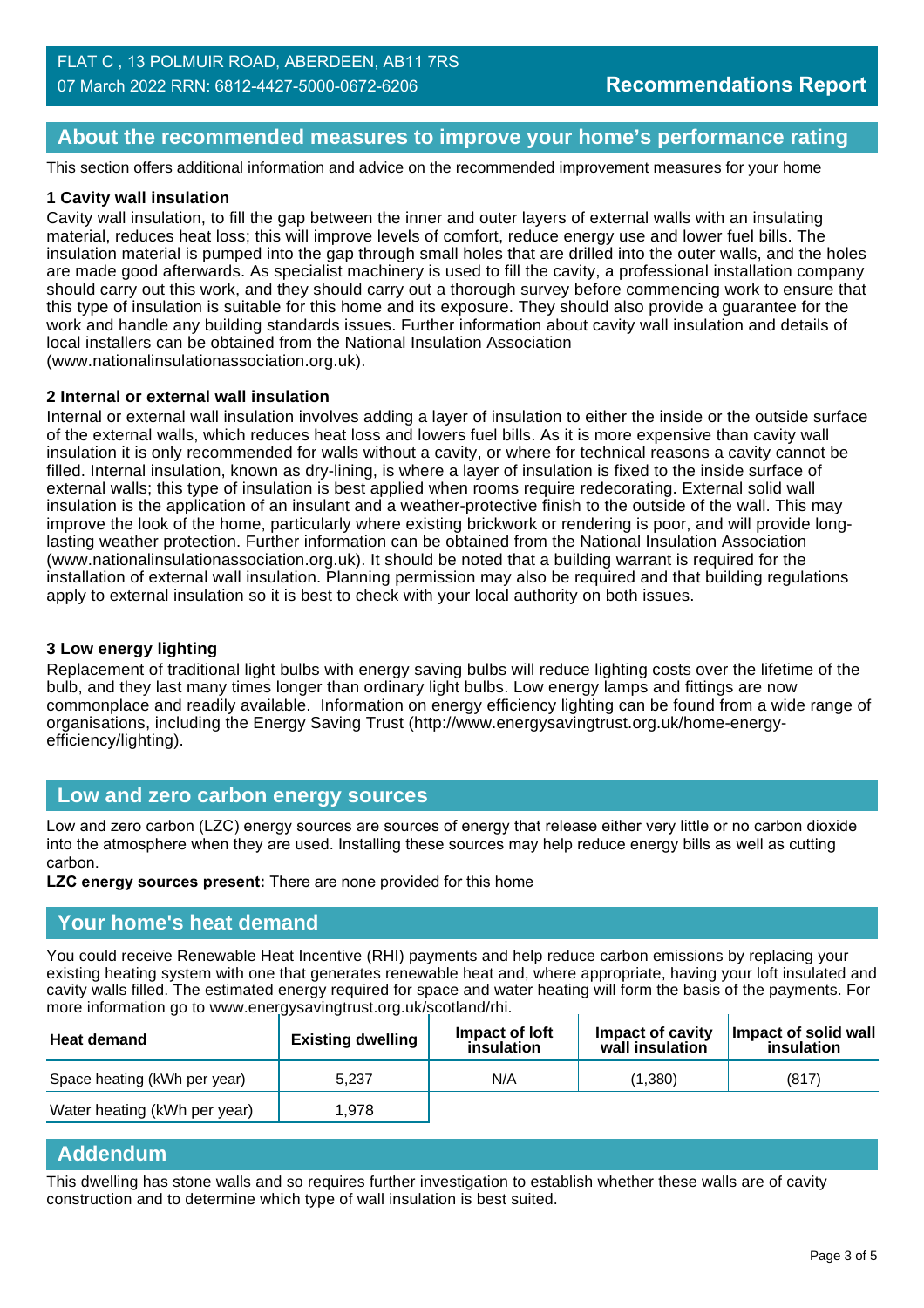## About the recommended measures to improve your home's performance rating

This section offers additional information and advice on the recommended improvement measures for your home

**1 Cavity wall insulation**

Cavity wall insulation, to fill the gap between the inner and outer layers of external walls with an insulating material, reduces heat loss; this will improve levels of comfort, reduce energy use and lower fuel bills. The insulation material is pumped into the gap through small holes that are drilled into the outer walls, and the holes are made good afterwards. As specialist machinery is used to fill the cavity, a professional installation company should carry out this work, and they should carry out a thorough survey before commencing work to ensure that this type of insulation is suitable for this home and its exposure. They should also provide a guarantee for the work and handle any building standards issues. Further information about cavity wall insulation and details of local installers can be obtained from the National Insulation Association (www.nationalinsulationassociation.org.uk).

**2 Internal or external wall insulation**

Internal or external wall insulation involves adding a layer of insulation to either the inside or the outside surface of the external walls, which reduces heat loss and lowers fuel bills. As it is more expensive than cavity wall insulation it is only recommended for walls without a cavity, or where for technical reasons a cavity cannot be filled. Internal insulation, known as dry-lining, is where a layer of insulation is fixed to the inside surface of external walls; this type of insulation is best applied when rooms require redecorating. External solid wall insulation is the application of an insulant and a weather-protective finish to the outside of the wall. This may improve the look of the home, particularly where existing brickwork or rendering is poor, and will provide long-lasting weather protection. Further information can be obtained from the National Insulation Association (www.nationalinsulationassociation.org.uk). It should be noted that a building warrant is required for the installation of external wall insulation. Planning permission may also be required and that building regulations apply to external insulation so it is best to check with your local authority on both issues.

**3 Low energy lighting**

Replacement of traditional light bulbs with energy saving bulbs will reduce lighting costs over the lifetime of the bulb, and they last many times longer than ordinary light bulbs. Low energy lamps and fittings are now commonplace and readily available. Information on energy efficiency lighting can be found from a wide range of organisations, including the Energy Saving Trust (http://www.energysavingtrust.org.uk/home-energy-efficiency/lighting).

## Low and zero carbon energy sources

Low and zero carbon (LZC) energy sources are sources of energy that release either very little or no carbon dioxide into the atmosphere when they are used. Installing these sources may help reduce energy bills as well as cutting carbon.

**LZC energy sources present:** There are none provided for this home

## Your home's heat demand

You could receive Renewable Heat Incentive (RHI) payments and help reduce carbon emissions by replacing your existing heating system with one that generates renewable heat and, where appropriate, having your loft insulated and cavity walls filled. The estimated energy required for space and water heating will form the basis of the payments. For more information go to www.energysavingtrust.org.uk/scotland/rhi.

| Heat demand | Existing dwelling | Impact of loft insulation | Impact of cavity wall insulation | Impact of solid wall insulation |
|---|---|---|---|---|
| Space heating (kWh per year) | 5,237 | N/A | (1,380) | (817) |
| Water heating (kWh per year) | 1,978 | | | |

## Addendum

This dwelling has stone walls and so requires further investigation to establish whether these walls are of cavity construction and to determine which type of wall insulation is best suited.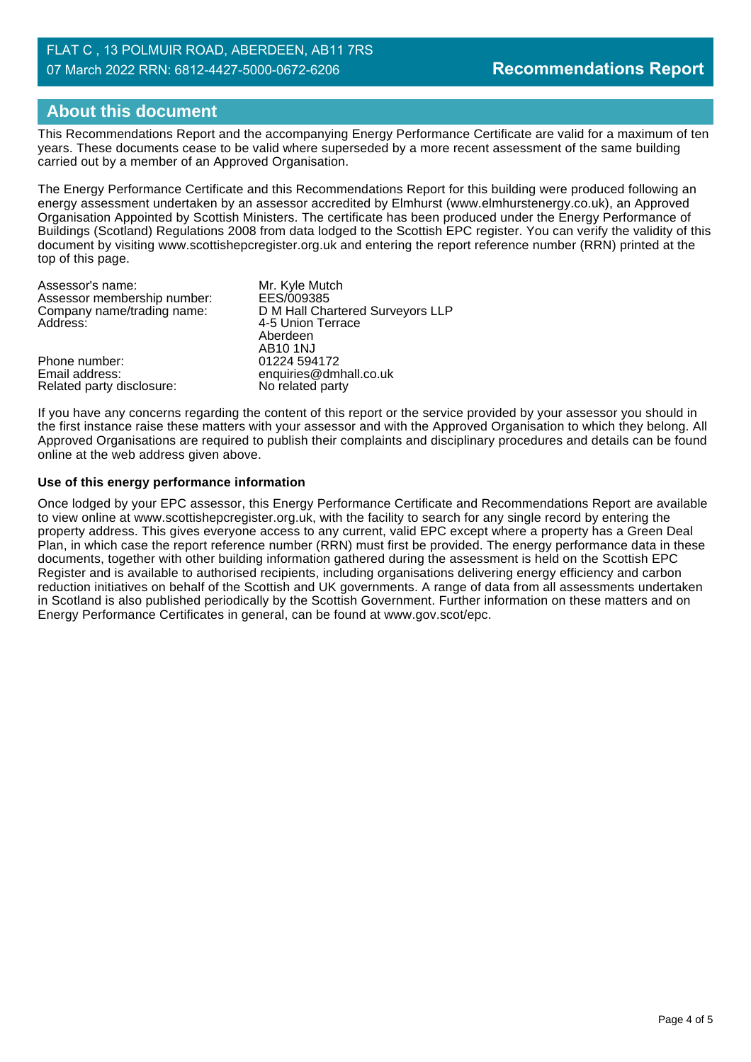## About this document

This Recommendations Report and the accompanying Energy Performance Certificate are valid for a maximum of ten years. These documents cease to be valid where superseded by a more recent assessment of the same building carried out by a member of an Approved Organisation.

The Energy Performance Certificate and this Recommendations Report for this building were produced following an energy assessment undertaken by an assessor accredited by Elmhurst (www.elmhurstenergy.co.uk), an Approved Organisation Appointed by Scottish Ministers. The certificate has been produced under the Energy Performance of Buildings (Scotland) Regulations 2008 from data lodged to the Scottish EPC register. You can verify the validity of this document by visiting www.scottishepcregister.org.uk and entering the report reference number (RRN) printed at the top of this page.

| | |
|---|---|
| Assessor's name: | Mr. Kyle Mutch |
| Assessor membership number: | EES/009385 |
| Company name/trading name: | D M Hall Chartered Surveyors LLP |
| Address: | 4-5 Union Terrace<br>Aberdeen<br>AB10 1NJ |
| Phone number: | 01224 594172 |
| Email address: | enquiries@dmhall.co.uk |
| Related party disclosure: | No related party |

If you have any concerns regarding the content of this report or the service provided by your assessor you should in the first instance raise these matters with your assessor and with the Approved Organisation to which they belong. All Approved Organisations are required to publish their complaints and disciplinary procedures and details can be found online at the web address given above.

**Use of this energy performance information**

Once lodged by your EPC assessor, this Energy Performance Certificate and Recommendations Report are available to view online at www.scottishepcregister.org.uk, with the facility to search for any single record by entering the property address. This gives everyone access to any current, valid EPC except where a property has a Green Deal Plan, in which case the report reference number (RRN) must first be provided. The energy performance data in these documents, together with other building information gathered during the assessment is held on the Scottish EPC Register and is available to authorised recipients, including organisations delivering energy efficiency and carbon reduction initiatives on behalf of the Scottish and UK governments. A range of data from all assessments undertaken in Scotland is also published periodically by the Scottish Government. Further information on these matters and on Energy Performance Certificates in general, can be found at www.gov.scot/epc.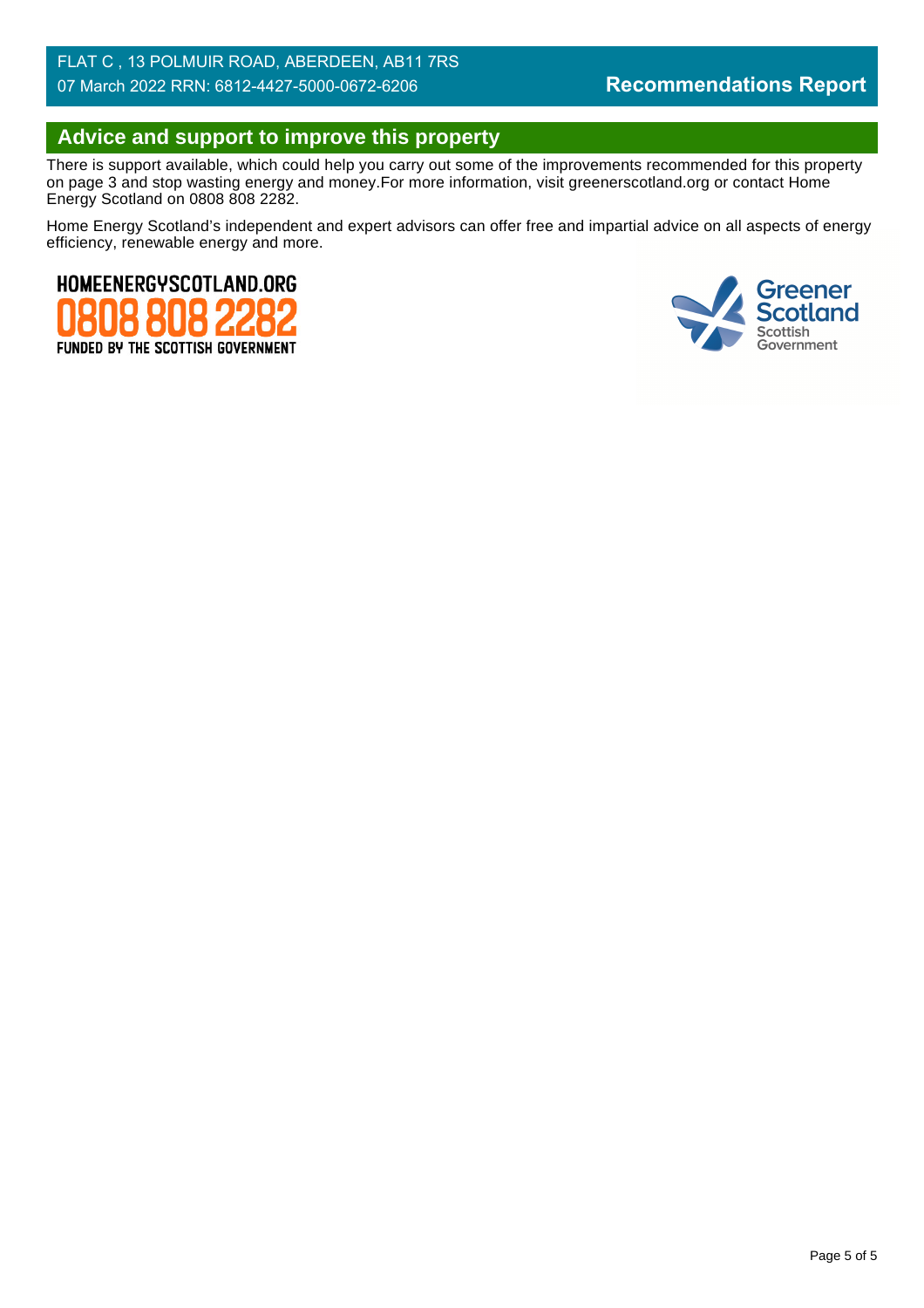## Advice and support to improve this property

There is support available, which could help you carry out some of the improvements recommended for this property on page 3 and stop wasting energy and money.For more information, visit greenerscotland.org or contact Home Energy Scotland on 0808 808 2282.

Home Energy Scotland's independent and expert advisors can offer free and impartial advice on all aspects of energy efficiency, renewable energy and more.

HOMEENERGYSCOTLAND.ORG
0808 808 2282
FUNDED BY THE SCOTTISH GOVERNMENT

Greener Scotland
Scottish Government